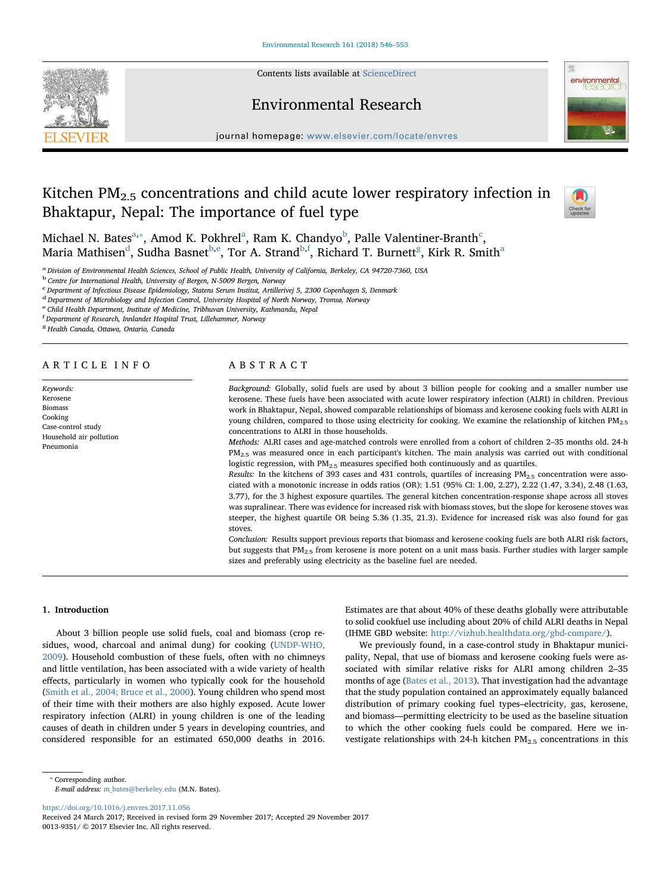# Kitchen $PM_{2.5}$ concentrations and child acute lower respiratory infection in Bhaktapur, Nepal: The importance of fuel type

Michael N. Bates[a,*], Amod K. Pokhrel[a], Ram K. Chandyo[b], Palle Valentiner-Branth[c], Maria Mathisen[d], Sudha Basnet[b,e], Tor A. Strand[b,f], Richard T. Burnett[g], Kirk R. Smith[a]

[a] Division of Environmental Health Sciences, School of Public Health, University of California, Berkeley, CA 94720-7360, USA
[b] Centre for International Health, University of Bergen, N-5009 Bergen, Norway
[c] Department of Infectious Disease Epidemiology, Statens Serum Institut, Artillerivej 5, 2300 Copenhagen S, Denmark
[d] Department of Microbiology and Infection Control, University Hospital of North Norway, Tromsø, Norway
[e] Child Health Department, Institute of Medicine, Tribhuvan University, Kathmandu, Nepal
[f] Department of Research, Innlandet Hospital Trust, Lillehammer, Norway
[g] Health Canada, Ottawa, Ontario, Canada

## ARTICLE INFO

*Keywords:*
Kerosene
Biomass
Cooking
Case-control study
Household air pollution
Pneumonia

## ABSTRACT

*Background:* Globally, solid fuels are used by about 3 billion people for cooking and a smaller number use kerosene. These fuels have been associated with acute lower respiratory infection (ALRI) in children. Previous work in Bhaktapur, Nepal, showed comparable relationships of biomass and kerosene cooking fuels with ALRI in young children, compared to those using electricity for cooking. We examine the relationship of kitchen $PM_{2.5}$ concentrations to ALRI in those households.

*Methods:* ALRI cases and age-matched controls were enrolled from a cohort of children 2–35 months old. 24-h $PM_{2.5}$ was measured once in each participant's kitchen. The main analysis was carried out with conditional logistic regression, with $PM_{2.5}$ measures specified both continuously and as quartiles.

*Results:* In the kitchens of 393 cases and 431 controls, quartiles of increasing $PM_{2.5}$ concentration were associated with a monotonic increase in odds ratios (OR): 1.51 (95% CI: 1.00, 2.27), 2.22 (1.47, 3.34), 2.48 (1.63, 3.77), for the 3 highest exposure quartiles. The general kitchen concentration-response shape across all stoves was supralinear. There was evidence for increased risk with biomass stoves, but the slope for kerosene stoves was steeper, the highest quartile OR being 5.36 (1.35, 21.3). Evidence for increased risk was also found for gas stoves.

*Conclusion:* Results support previous reports that biomass and kerosene cooking fuels are both ALRI risk factors, but suggests that $PM_{2.5}$ from kerosene is more potent on a unit mass basis. Further studies with larger sample sizes and preferably using electricity as the baseline fuel are needed.

## 1. Introduction

About 3 billion people use solid fuels, coal and biomass (crop residues, wood, charcoal and animal dung) for cooking (UNDP-WHO, 2009). Household combustion of these fuels, often with no chimneys and little ventilation, has been associated with a wide variety of health effects, particularly in women who typically cook for the household (Smith et al., 2004; Bruce et al., 2000). Young children who spend most of their time with their mothers are also highly exposed. Acute lower respiratory infection (ALRI) in young children is one of the leading causes of death in children under 5 years in developing countries, and considered responsible for an estimated 650,000 deaths in 2016. Estimates are that about 40% of these deaths globally were attributable to solid cookfuel use including about 20% of child ALRI deaths in Nepal (IHME GBD website: http://vizhub.healthdata.org/gbd-compare/).

We previously found, in a case-control study in Bhaktapur municipality, Nepal, that use of biomass and kerosene cooking fuels were associated with similar relative risks for ALRI among children 2–35 months of age (Bates et al., 2013). That investigation had the advantage that the study population contained an approximately equally balanced distribution of primary cooking fuel types–electricity, gas, kerosene, and biomass—permitting electricity to be used as the baseline situation to which the other cooking fuels could be compared. Here we investigate relationships with 24-h kitchen $PM_{2.5}$ concentrations in this

* Corresponding author.
*E-mail address:* m_bates@berkeley.edu (M.N. Bates).

https://doi.org/10.1016/j.envres.2017.11.056
Received 24 March 2017; Received in revised form 29 November 2017; Accepted 29 November 2017
0013-9351/ © 2017 Elsevier Inc. All rights reserved.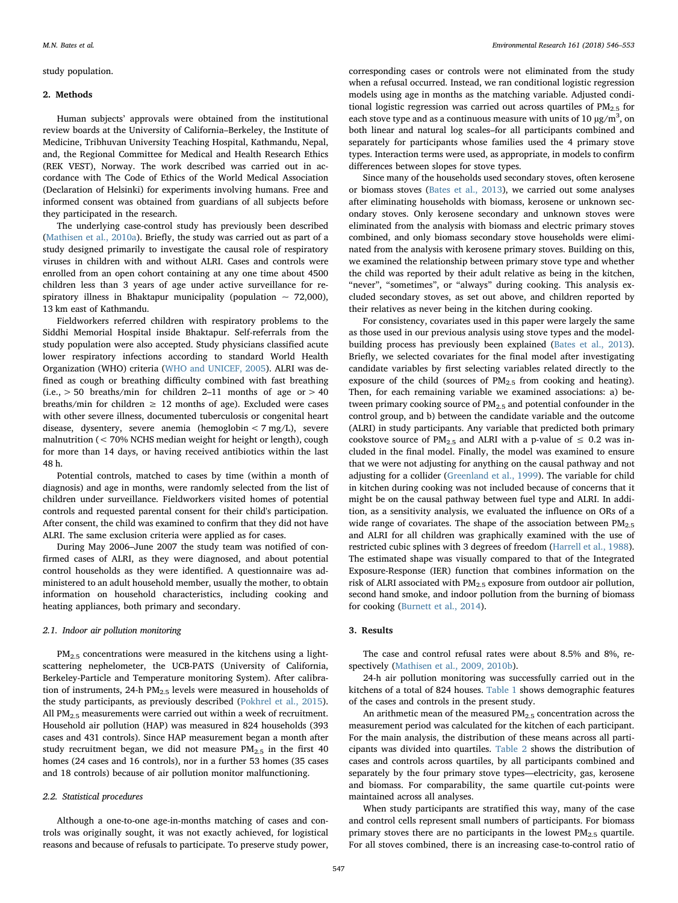study population.

## 2. Methods

Human subjects' approvals were obtained from the institutional review boards at the University of California–Berkeley, the Institute of Medicine, Tribhuvan University Teaching Hospital, Kathmandu, Nepal, and, the Regional Committee for Medical and Health Research Ethics (REK VEST), Norway. The work described was carried out in accordance with The Code of Ethics of the World Medical Association (Declaration of Helsinki) for experiments involving humans. Free and informed consent was obtained from guardians of all subjects before they participated in the research.

The underlying case-control study has previously been described (Mathisen et al., 2010a). Briefly, the study was carried out as part of a study designed primarily to investigate the causal role of respiratory viruses in children with and without ALRI. Cases and controls were enrolled from an open cohort containing at any one time about 4500 children less than 3 years of age under active surveillance for respiratory illness in Bhaktapur municipality (population ~ 72,000), 13 km east of Kathmandu.

Fieldworkers referred children with respiratory problems to the Siddhi Memorial Hospital inside Bhaktapur. Self-referrals from the study population were also accepted. Study physicians classified acute lower respiratory infections according to standard World Health Organization (WHO) criteria (WHO and UNICEF, 2005). ALRI was defined as cough or breathing difficulty combined with fast breathing (i.e., > 50 breaths/min for children 2–11 months of age or > 40 breaths/min for children ≥ 12 months of age). Excluded were cases with other severe illness, documented tuberculosis or congenital heart disease, dysentery, severe anemia (hemoglobin < 7 mg/L), severe malnutrition (< 70% NCHS median weight for height or length), cough for more than 14 days, or having received antibiotics within the last 48 h.

Potential controls, matched to cases by time (within a month of diagnosis) and age in months, were randomly selected from the list of children under surveillance. Fieldworkers visited homes of potential controls and requested parental consent for their child's participation. After consent, the child was examined to confirm that they did not have ALRI. The same exclusion criteria were applied as for cases.

During May 2006–June 2007 the study team was notified of confirmed cases of ALRI, as they were diagnosed, and about potential control households as they were identified. A questionnaire was administered to an adult household member, usually the mother, to obtain information on household characteristics, including cooking and heating appliances, both primary and secondary.

### 2.1. Indoor air pollution monitoring

$PM_{2.5}$ concentrations were measured in the kitchens using a light-scattering nephelometer, the UCB-PATS (University of California, Berkeley-Particle and Temperature monitoring System). After calibration of instruments, 24-h $PM_{2.5}$ levels were measured in households of the study participants, as previously described (Pokhrel et al., 2015). All $PM_{2.5}$ measurements were carried out within a week of recruitment. Household air pollution (HAP) was measured in 824 households (393 cases and 431 controls). Since HAP measurement began a month after study recruitment began, we did not measure $PM_{2.5}$ in the first 40 homes (24 cases and 16 controls), nor in a further 53 homes (35 cases and 18 controls) because of air pollution monitor malfunctioning.

### 2.2. Statistical procedures

Although a one-to-one age-in-months matching of cases and controls was originally sought, it was not exactly achieved, for logistical reasons and because of refusals to participate. To preserve study power, corresponding cases or controls were not eliminated from the study when a refusal occurred. Instead, we ran conditional logistic regression models using age in months as the matching variable. Adjusted conditional logistic regression was carried out across quartiles of $PM_{2.5}$ for each stove type and as a continuous measure with units of 10 $\mu g/m^3$, on both linear and natural log scales–for all participants combined and separately for participants whose families used the 4 primary stove types. Interaction terms were used, as appropriate, in models to confirm differences between slopes for stove types.

Since many of the households used secondary stoves, often kerosene or biomass stoves (Bates et al., 2013), we carried out some analyses after eliminating households with biomass, kerosene or unknown secondary stoves. Only kerosene secondary and unknown stoves were eliminated from the analysis with biomass and electric primary stoves combined, and only biomass secondary stove households were eliminated from the analysis with kerosene primary stoves. Building on this, we examined the relationship between primary stove type and whether the child was reported by their adult relative as being in the kitchen, "never", "sometimes", or "always" during cooking. This analysis excluded secondary stoves, as set out above, and children reported by their relatives as never being in the kitchen during cooking.

For consistency, covariates used in this paper were largely the same as those used in our previous analysis using stove types and the model-building process has previously been explained (Bates et al., 2013). Briefly, we selected covariates for the final model after investigating candidate variables by first selecting variables related directly to the exposure of the child (sources of $PM_{2.5}$ from cooking and heating). Then, for each remaining variable we examined associations: a) between primary cooking source of $PM_{2.5}$ and potential confounder in the control group, and b) between the candidate variable and the outcome (ALRI) in study participants. Any variable that predicted both primary cookstove source of $PM_{2.5}$ and ALRI with a p-value of ≤ 0.2 was included in the final model. Finally, the model was examined to ensure that we were not adjusting for anything on the causal pathway and not adjusting for a collider (Greenland et al., 1999). The variable for child in kitchen during cooking was not included because of concerns that it might be on the causal pathway between fuel type and ALRI. In addition, as a sensitivity analysis, we evaluated the influence on ORs of a wide range of covariates. The shape of the association between $PM_{2.5}$ and ALRI for all children was graphically examined with the use of restricted cubic splines with 3 degrees of freedom (Harrell et al., 1988). The estimated shape was visually compared to that of the Integrated Exposure-Response (IER) function that combines information on the risk of ALRI associated with $PM_{2.5}$ exposure from outdoor air pollution, second hand smoke, and indoor pollution from the burning of biomass for cooking (Burnett et al., 2014).

## 3. Results

The case and control refusal rates were about 8.5% and 8%, respectively (Mathisen et al., 2009, 2010b).

24-h air pollution monitoring was successfully carried out in the kitchens of a total of 824 houses. Table 1 shows demographic features of the cases and controls in the present study.

An arithmetic mean of the measured $PM_{2.5}$ concentration across the measurement period was calculated for the kitchen of each participant. For the main analysis, the distribution of these means across all participants was divided into quartiles. Table 2 shows the distribution of cases and controls across quartiles, by all participants combined and separately by the four primary stove types—electricity, gas, kerosene and biomass. For comparability, the same quartile cut-points were maintained across all analyses.

When study participants are stratified this way, many of the case and control cells represent small numbers of participants. For biomass primary stoves there are no participants in the lowest $PM_{2.5}$ quartile. For all stoves combined, there is an increasing case-to-control ratio of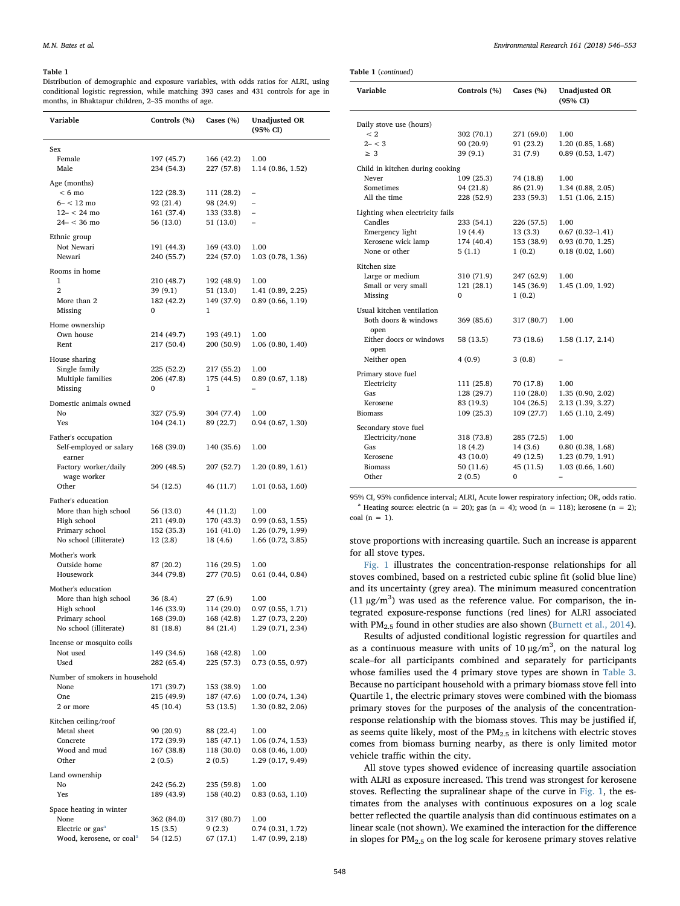**Table 1**

Distribution of demographic and exposure variables, with odds ratios for ALRI, using conditional logistic regression, while matching 393 cases and 431 controls for age in months, in Bhaktapur children, 2–35 months of age.

| Variable | Controls (%) | Cases (%) | Unadjusted OR (95% CI) |
|---|---|---|---|
| Sex | | | |
| Female | 197 (45.7) | 166 (42.2) | 1.00 |
| Male | 234 (54.3) | 227 (57.8) | 1.14 (0.86, 1.52) |
| Age (months) | | | |
| < 6 mo | 122 (28.3) | 111 (28.2) | – |
| 6– < 12 mo | 92 (21.4) | 98 (24.9) | – |
| 12– < 24 mo | 161 (37.4) | 133 (33.8) | – |
| 24– < 36 mo | 56 (13.0) | 51 (13.0) | – |
| Ethnic group | | | |
| Not Newari | 191 (44.3) | 169 (43.0) | 1.00 |
| Newari | 240 (55.7) | 224 (57.0) | 1.03 (0.78, 1.36) |
| Rooms in home | | | |
| 1 | 210 (48.7) | 192 (48.9) | 1.00 |
| 2 | 39 (9.1) | 51 (13.0) | 1.41 (0.89, 2.25) |
| More than 2 | 182 (42.2) | 149 (37.9) | 0.89 (0.66, 1.19) |
| Missing | 0 | 1 | |
| Home ownership | | | |
| Own house | 214 (49.7) | 193 (49.1) | 1.00 |
| Rent | 217 (50.4) | 200 (50.9) | 1.06 (0.80, 1.40) |
| House sharing | | | |
| Single family | 225 (52.2) | 217 (55.2) | 1.00 |
| Multiple families | 206 (47.8) | 175 (44.5) | 0.89 (0.67, 1.18) |
| Missing | 0 | 1 | – |
| Domestic animals owned | | | |
| No | 327 (75.9) | 304 (77.4) | 1.00 |
| Yes | 104 (24.1) | 89 (22.7) | 0.94 (0.67, 1.30) |
| Father's occupation | | | |
| Self-employed or salary earner | 168 (39.0) | 140 (35.6) | 1.00 |
| Factory worker/daily wage worker | 209 (48.5) | 207 (52.7) | 1.20 (0.89, 1.61) |
| Other | 54 (12.5) | 46 (11.7) | 1.01 (0.63, 1.60) |
| Father's education | | | |
| More than high school | 56 (13.0) | 44 (11.2) | 1.00 |
| High school | 211 (49.0) | 170 (43.3) | 0.99 (0.63, 1.55) |
| Primary school | 152 (35.3) | 161 (41.0) | 1.26 (0.79, 1.99) |
| No school (illiterate) | 12 (2.8) | 18 (4.6) | 1.66 (0.72, 3.85) |
| Mother's work | | | |
| Outside home | 87 (20.2) | 116 (29.5) | 1.00 |
| Housework | 344 (79.8) | 277 (70.5) | 0.61 (0.44, 0.84) |
| Mother's education | | | |
| More than high school | 36 (8.4) | 27 (6.9) | 1.00 |
| High school | 146 (33.9) | 114 (29.0) | 0.97 (0.55, 1.71) |
| Primary school | 168 (39.0) | 168 (42.8) | 1.27 (0.73, 2.20) |
| No school (illiterate) | 81 (18.8) | 84 (21.4) | 1.29 (0.71, 2.34) |
| Incense or mosquito coils | | | |
| Not used | 149 (34.6) | 168 (42.8) | 1.00 |
| Used | 282 (65.4) | 225 (57.3) | 0.73 (0.55, 0.97) |
| Number of smokers in household | | | |
| None | 171 (39.7) | 153 (38.9) | 1.00 |
| One | 215 (49.9) | 187 (47.6) | 1.00 (0.74, 1.34) |
| 2 or more | 45 (10.4) | 53 (13.5) | 1.30 (0.82, 2.06) |
| Kitchen ceiling/roof | | | |
| Metal sheet | 90 (20.9) | 88 (22.4) | 1.00 |
| Concrete | 172 (39.9) | 185 (47.1) | 1.06 (0.74, 1.53) |
| Wood and mud | 167 (38.8) | 118 (30.0) | 0.68 (0.46, 1.00) |
| Other | 2 (0.5) | 2 (0.5) | 1.29 (0.17, 9.49) |
| Land ownership | | | |
| No | 242 (56.2) | 235 (59.8) | 1.00 |
| Yes | 189 (43.9) | 158 (40.2) | 0.83 (0.63, 1.10) |
| Space heating in winter | | | |
| None | 362 (84.0) | 317 (80.7) | 1.00 |
| Electric or gas[a] | 15 (3.5) | 9 (2.3) | 0.74 (0.31, 1.72) |
| Wood, kerosene, or coal[a] | 54 (12.5) | 67 (17.1) | 1.47 (0.99, 2.18) |
| Daily stove use (hours) | | | |
| < 2 | 302 (70.1) | 271 (69.0) | 1.00 |
| 2– < 3 | 90 (20.9) | 91 (23.2) | 1.20 (0.85, 1.68) |
| ≥ 3 | 39 (9.1) | 31 (7.9) | 0.89 (0.53, 1.47) |
| Child in kitchen during cooking | | | |
| Never | 109 (25.3) | 74 (18.8) | 1.00 |
| Sometimes | 94 (21.8) | 86 (21.9) | 1.34 (0.88, 2.05) |
| All the time | 228 (52.9) | 233 (59.3) | 1.51 (1.06, 2.15) |
| Lighting when electricity fails | | | |
| Candles | 233 (54.1) | 226 (57.5) | 1.00 |
| Emergency light | 19 (4.4) | 13 (3.3) | 0.67 (0.32–1.41) |
| Kerosene wick lamp | 174 (40.4) | 153 (38.9) | 0.93 (0.70, 1.25) |
| None or other | 5 (1.1) | 1 (0.2) | 0.18 (0.02, 1.60) |
| Kitchen size | | | |
| Large or medium | 310 (71.9) | 247 (62.9) | 1.00 |
| Small or very small | 121 (28.1) | 145 (36.9) | 1.45 (1.09, 1.92) |
| Missing | 0 | 1 (0.2) | |
| Usual kitchen ventilation | | | |
| Both doors & windows open | 369 (85.6) | 317 (80.7) | 1.00 |
| Either doors or windows open | 58 (13.5) | 73 (18.6) | 1.58 (1.17, 2.14) |
| Neither open | 4 (0.9) | 3 (0.8) | – |
| Primary stove fuel | | | |
| Electricity | 111 (25.8) | 70 (17.8) | 1.00 |
| Gas | 128 (29.7) | 110 (28.0) | 1.35 (0.90, 2.02) |
| Kerosene | 83 (19.3) | 104 (26.5) | 2.13 (1.39, 3.27) |
| Biomass | 109 (25.3) | 109 (27.7) | 1.65 (1.10, 2.49) |
| Secondary stove fuel | | | |
| Electricity/none | 318 (73.8) | 285 (72.5) | 1.00 |
| Gas | 18 (4.2) | 14 (3.6) | 0.80 (0.38, 1.68) |
| Kerosene | 43 (10.0) | 49 (12.5) | 1.23 (0.79, 1.91) |
| Biomass | 50 (11.6) | 45 (11.5) | 1.03 (0.66, 1.60) |
| Other | 2 (0.5) | 0 | – |

95% CI, 95% confidence interval; ALRI, Acute lower respiratory infection; OR, odds ratio.
[a] Heating source: electric (n = 20); gas (n = 4); wood (n = 118); kerosene (n = 2); coal (n = 1).

stove proportions with increasing quartile. Such an increase is apparent for all stove types.

Fig. 1 illustrates the concentration-response relationships for all stoves combined, based on a restricted cubic spline fit (solid blue line) and its uncertainty (grey area). The minimum measured concentration (11 $\mu g/m^3$) was used as the reference value. For comparison, the integrated exposure-response functions (red lines) for ALRI associated with $PM_{2.5}$ found in other studies are also shown (Burnett et al., 2014).

Results of adjusted conditional logistic regression for quartiles and as a continuous measure with units of 10 $\mu g/m^3$, on the natural log scale–for all participants combined and separately for participants whose families used the 4 primary stove types are shown in Table 3. Because no participant household with a primary biomass stove fell into Quartile 1, the electric primary stoves were combined with the biomass primary stoves for the purposes of the analysis of the concentration-response relationship with the biomass stoves. This may be justified if, as seems quite likely, most of the $PM_{2.5}$ in kitchens with electric stoves comes from biomass burning nearby, as there is only limited motor vehicle traffic within the city.

All stove types showed evidence of increasing quartile association with ALRI as exposure increased. This trend was strongest for kerosene stoves. Reflecting the supralinear shape of the curve in Fig. 1, the estimates from the analyses with continuous exposures on a log scale better reflected the quartile analysis than did continuous estimates on a linear scale (not shown). We examined the interaction for the difference in slopes for $PM_{2.5}$ on the log scale for kerosene primary stoves relative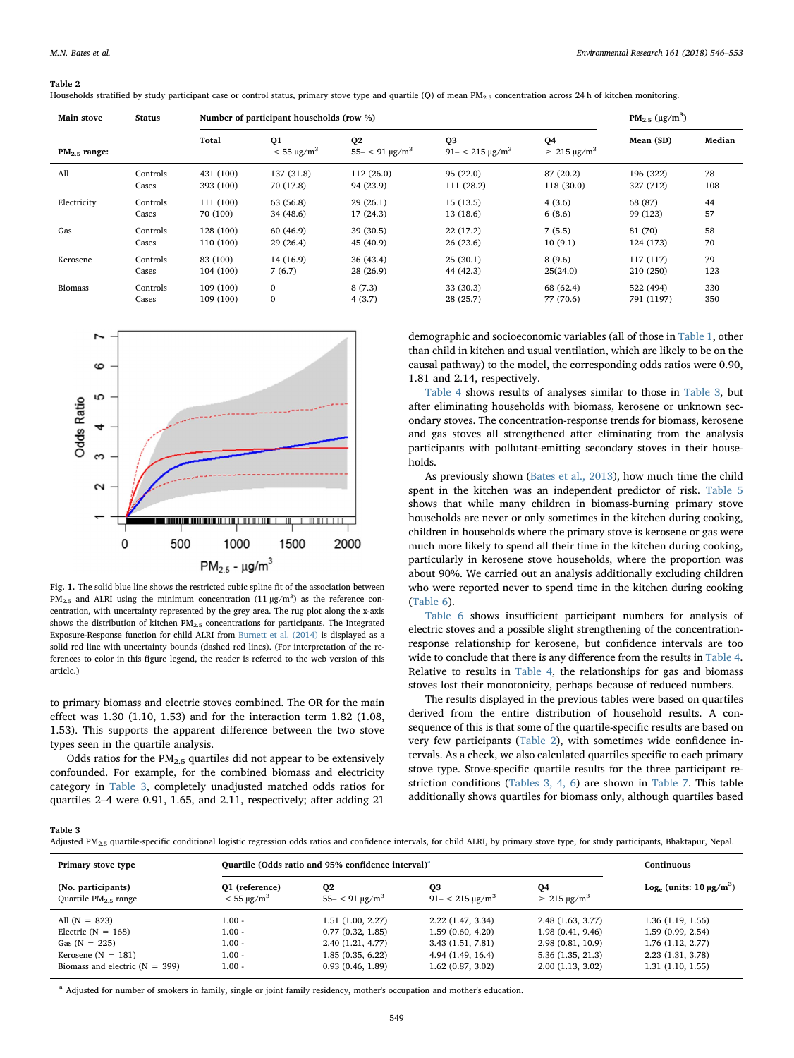**Table 2**
Households stratified by study participant case or control status, primary stove type and quartile (Q) of mean $PM_{2.5}$ concentration across 24 h of kitchen monitoring.

| Main stove | Status | Number of participant households (row %) | | | | | $PM_{2.5}$ ($\mu g/m^3$) | |
|---|---|---|---|---|---|---|---|---|
| $PM_{2.5}$ range: | | Total | Q1 $< 55\ \mu g/m^3$ | Q2 $55- < 91\ \mu g/m^3$ | Q3 $91- < 215\ \mu g/m^3$ | Q4 $\geq 215\ \mu g/m^3$ | Mean (SD) | Median |
| All | Controls | 431 (100) | 137 (31.8) | 112 (26.0) | 95 (22.0) | 87 (20.2) | 196 (322) | 78 |
| | Cases | 393 (100) | 70 (17.8) | 94 (23.9) | 111 (28.2) | 118 (30.0) | 327 (712) | 108 |
| Electricity | Controls | 111 (100) | 63 (56.8) | 29 (26.1) | 15 (13.5) | 4 (3.6) | 68 (87) | 44 |
| | Cases | 70 (100) | 34 (48.6) | 17 (24.3) | 13 (18.6) | 6 (8.6) | 99 (123) | 57 |
| Gas | Controls | 128 (100) | 60 (46.9) | 39 (30.5) | 22 (17.2) | 7 (5.5) | 81 (70) | 58 |
| | Cases | 110 (100) | 29 (26.4) | 45 (40.9) | 26 (23.6) | 10 (9.1) | 124 (173) | 70 |
| Kerosene | Controls | 83 (100) | 14 (16.9) | 36 (43.4) | 25 (30.1) | 8 (9.6) | 117 (117) | 79 |
| | Cases | 104 (100) | 7 (6.7) | 28 (26.9) | 44 (42.3) | 25(24.0) | 210 (250) | 123 |
| Biomass | Controls | 109 (100) | 0 | 8 (7.3) | 33 (30.3) | 68 (62.4) | 522 (494) | 330 |
| | Cases | 109 (100) | 0 | 4 (3.7) | 28 (25.7) | 77 (70.6) | 791 (1197) | 350 |

**Fig. 1.** The solid blue line shows the restricted cubic spline fit of the association between $PM_{2.5}$ and ALRI using the minimum concentration (11 $\mu g/m^3$) as the reference concentration, with uncertainty represented by the grey area. The rug plot along the x-axis shows the distribution of kitchen $PM_{2.5}$ concentrations for participants. The Integrated Exposure-Response function for child ALRI from Burnett et al. (2014) is displayed as a solid red line with uncertainty bounds (dashed red lines). (For interpretation of the references to color in this figure legend, the reader is referred to the web version of this article.)

to primary biomass and electric stoves combined. The OR for the main effect was 1.30 (1.10, 1.53) and for the interaction term 1.82 (1.08, 1.53). This supports the apparent difference between the two stove types seen in the quartile analysis.

Odds ratios for the $PM_{2.5}$ quartiles did not appear to be extensively confounded. For example, for the combined biomass and electricity category in Table 3, completely unadjusted matched odds ratios for quartiles 2–4 were 0.91, 1.65, and 2.11, respectively; after adding 21 demographic and socioeconomic variables (all of those in Table 1, other than child in kitchen and usual ventilation, which are likely to be on the causal pathway) to the model, the corresponding odds ratios were 0.90, 1.81 and 2.14, respectively.

Table 4 shows results of analyses similar to those in Table 3, but after eliminating households with biomass, kerosene or unknown secondary stoves. The concentration-response trends for biomass, kerosene and gas stoves all strengthened after eliminating from the analysis participants with pollutant-emitting secondary stoves in their households.

As previously shown (Bates et al., 2013), how much time the child spent in the kitchen was an independent predictor of risk. Table 5 shows that while many children in biomass-burning primary stove households are never or only sometimes in the kitchen during cooking, children in households where the primary stove is kerosene or gas were much more likely to spend all their time in the kitchen during cooking, particularly in kerosene stove households, where the proportion was about 90%. We carried out an analysis additionally excluding children who were reported never to spend time in the kitchen during cooking (Table 6).

Table 6 shows insufficient participant numbers for analysis of electric stoves and a possible slight strengthening of the concentration-response relationship for kerosene, but confidence intervals are too wide to conclude that there is any difference from the results in Table 4. Relative to results in Table 4, the relationships for gas and biomass stoves lost their monotonicity, perhaps because of reduced numbers.

The results displayed in the previous tables were based on quartiles derived from the entire distribution of household results. A consequence of this is that some of the quartile-specific results are based on very few participants (Table 2), with sometimes wide confidence intervals. As a check, we also calculated quartiles specific to each primary stove type. Stove-specific quartile results for the three participant restriction conditions (Tables 3, 4, 6) are shown in Table 7. This table additionally shows quartiles for biomass only, although quartiles based

**Table 3**
Adjusted $PM_{2.5}$ quartile-specific conditional logistic regression odds ratios and confidence intervals, for child ALRI, by primary stove type, for study participants, Bhaktapur, Nepal.

| Primary stove type | Quartile (Odds ratio and 95% confidence interval)[a] | | | | Continuous |
|---|---|---|---|---|---|
| (No. participants) Quartile $PM_{2.5}$ range | Q1 (reference) $< 55\ \mu g/m^3$ | Q2 $55- < 91\ \mu g/m^3$ | Q3 $91- < 215\ \mu g/m^3$ | Q4 $\geq 215\ \mu g/m^3$ | $Log_e$ (units: 10 $\mu g/m^3$) |
| All (N = 823) | 1.00 - | 1.51 (1.00, 2.27) | 2.22 (1.47, 3.34) | 2.48 (1.63, 3.77) | 1.36 (1.19, 1.56) |
| Electric (N = 168) | 1.00 - | 0.77 (0.32, 1.85) | 1.59 (0.60, 4.20) | 1.98 (0.41, 9.46) | 1.59 (0.99, 2.54) |
| Gas (N = 225) | 1.00 - | 2.40 (1.21, 4.77) | 3.43 (1.51, 7.81) | 2.98 (0.81, 10.9) | 1.76 (1.12, 2.77) |
| Kerosene (N = 181) | 1.00 - | 1.85 (0.35, 6.22) | 4.94 (1.49, 16.4) | 5.36 (1.35, 21.3) | 2.23 (1.31, 3.78) |
| Biomass and electric (N = 399) | 1.00 - | 0.93 (0.46, 1.89) | 1.62 (0.87, 3.02) | 2.00 (1.13, 3.02) | 1.31 (1.10, 1.55) |

[a] Adjusted for number of smokers in family, single or joint family residency, mother's occupation and mother's education.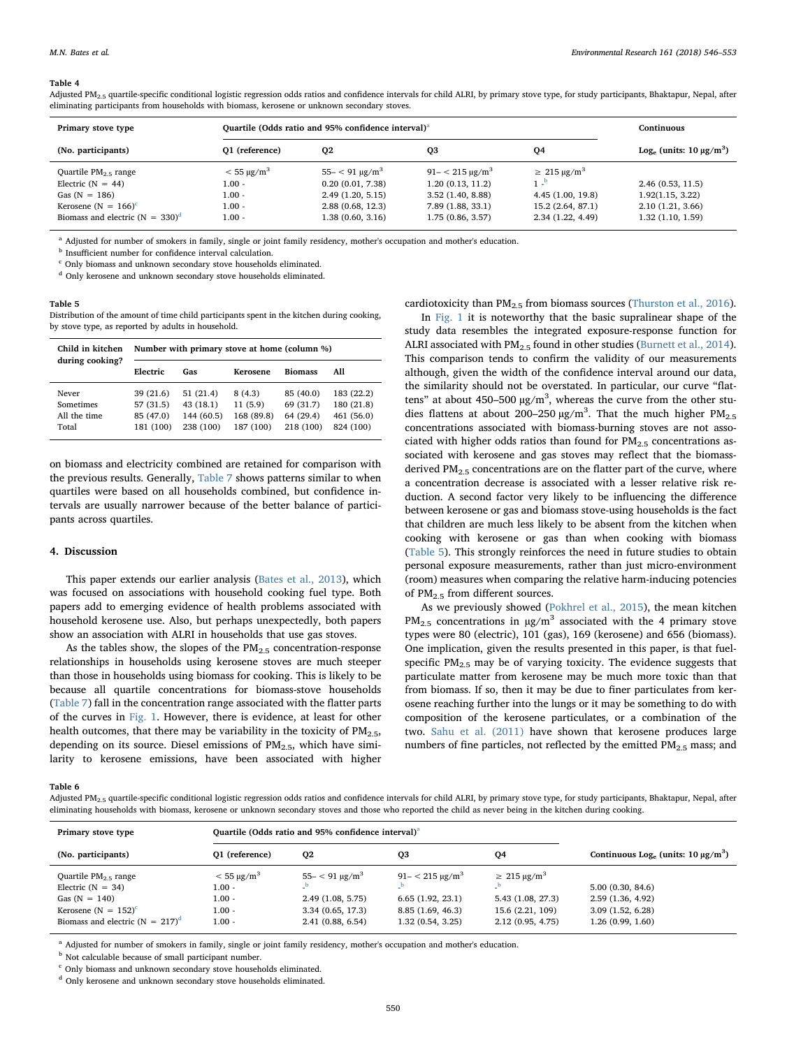**Table 4**
Adjusted $PM_{2.5}$ quartile-specific conditional logistic regression odds ratios and confidence intervals for child ALRI, by primary stove type, for study participants, Bhaktapur, Nepal, after eliminating participants from households with biomass, kerosene or unknown secondary stoves.

| Primary stove type | Quartile (Odds ratio and 95% confidence interval)[a] | | | | Continuous |
|---|---|---|---|---|---|
| (No. participants) | Q1 (reference) | Q2 | Q3 | Q4 | $Log_e$ (units: 10 μg/m$^3$) |
| Quartile $PM_{2.5}$ range | < 55 μg/m$^3$ | 55– < 91 μg/m$^3$ | 91– < 215 μg/m$^3$ | ≥ 215 μg/m$^3$ | |
| Electric (N = 44) | 1.00 - | 0.20 (0.01, 7.38) | 1.20 (0.13, 11.2) | 1 -[b] | 2.46 (0.53, 11.5) |
| Gas (N = 186) | 1.00 - | 2.49 (1.20, 5.15) | 3.52 (1.40, 8.88) | 4.45 (1.00, 19.8) | 1.92(1.15, 3.22) |
| Kerosene (N = 166)[c] | 1.00 - | 2.88 (0.68, 12.3) | 7.89 (1.88, 33.1) | 15.2 (2.64, 87.1) | 2.10 (1.21, 3.66) |
| Biomass and electric (N = 330)[d] | 1.00 - | 1.38 (0.60, 3.16) | 1.75 (0.86, 3.57) | 2.34 (1.22, 4.49) | 1.32 (1.10, 1.59) |

[a] Adjusted for number of smokers in family, single or joint family residency, mother's occupation and mother's education.
[b] Insufficient number for confidence interval calculation.
[c] Only biomass and unknown secondary stove households eliminated.
[d] Only kerosene and unknown secondary stove households eliminated.

**Table 5**
Distribution of the amount of time child participants spent in the kitchen during cooking, by stove type, as reported by adults in household.

| Child in kitchen during cooking? | Number with primary stove at home (column %) | | | | |
|---|---|---|---|---|---|
| | Electric | Gas | Kerosene | Biomass | All |
| Never | 39 (21.6) | 51 (21.4) | 8 (4.3) | 85 (40.0) | 183 (22.2) |
| Sometimes | 57 (31.5) | 43 (18.1) | 11 (5.9) | 69 (31.7) | 180 (21.8) |
| All the time | 85 (47.0) | 144 (60.5) | 168 (89.8) | 64 (29.4) | 461 (56.0) |
| Total | 181 (100) | 238 (100) | 187 (100) | 218 (100) | 824 (100) |

on biomass and electricity combined are retained for comparison with the previous results. Generally, Table 7 shows patterns similar to when quartiles were based on all households combined, but confidence intervals are usually narrower because of the better balance of participants across quartiles.

## 4. Discussion

This paper extends our earlier analysis (Bates et al., 2013), which was focused on associations with household cooking fuel type. Both papers add to emerging evidence of health problems associated with household kerosene use. Also, but perhaps unexpectedly, both papers show an association with ALRI in households that use gas stoves.

As the tables show, the slopes of the $PM_{2.5}$ concentration-response relationships in households using kerosene stoves are much steeper than those in households using biomass for cooking. This is likely to be because all quartile concentrations for biomass-stove households (Table 7) fall in the concentration range associated with the flatter parts of the curves in Fig. 1. However, there is evidence, at least for other health outcomes, that there may be variability in the toxicity of $PM_{2.5}$, depending on its source. Diesel emissions of $PM_{2.5}$, which have similarity to kerosene emissions, have been associated with higher cardiotoxicity than $PM_{2.5}$ from biomass sources (Thurston et al., 2016).

In Fig. 1 it is noteworthy that the basic supralinear shape of the study data resembles the integrated exposure-response function for ALRI associated with $PM_{2.5}$ found in other studies (Burnett et al., 2014). This comparison tends to confirm the validity of our measurements although, given the width of the confidence interval around our data, the similarity should not be overstated. In particular, our curve "flattens" at about 450–500 μg/m$^3$, whereas the curve from the other studies flattens at about 200–250 μg/m$^3$. That the much higher $PM_{2.5}$ concentrations associated with biomass-burning stoves are not associated with higher odds ratios than found for $PM_{2.5}$ concentrations associated with kerosene and gas stoves may reflect that the biomass-derived $PM_{2.5}$ concentrations are on the flatter part of the curve, where a concentration decrease is associated with a lesser relative risk reduction. A second factor very likely to be influencing the difference between kerosene or gas and biomass stove-using households is the fact that children are much less likely to be absent from the kitchen when cooking with kerosene or gas than when cooking with biomass (Table 5). This strongly reinforces the need in future studies to obtain personal exposure measurements, rather than just micro-environment (room) measures when comparing the relative harm-inducing potencies of $PM_{2.5}$ from different sources.

As we previously showed (Pokhrel et al., 2015), the mean kitchen $PM_{2.5}$ concentrations in μg/m$^3$ associated with the 4 primary stove types were 80 (electric), 101 (gas), 169 (kerosene) and 656 (biomass). One implication, given the results presented in this paper, is that fuel-specific $PM_{2.5}$ may be of varying toxicity. The evidence suggests that particulate matter from kerosene may be much more toxic than that from biomass. If so, then it may be due to finer particulates from kerosene reaching further into the lungs or it may be something to do with composition of the kerosene particulates, or a combination of the two. Sahu et al. (2011) have shown that kerosene produces large numbers of fine particles, not reflected by the emitted $PM_{2.5}$ mass; and

**Table 6**
Adjusted $PM_{2.5}$ quartile-specific conditional logistic regression odds ratios and confidence intervals for child ALRI, by primary stove type, for study participants, Bhaktapur, Nepal, after eliminating households with biomass, kerosene or unknown secondary stoves and those who reported the child as never being in the kitchen during cooking.

| Primary stove type | Quartile (Odds ratio and 95% confidence interval)[a] | | | | |
|---|---|---|---|---|---|
| (No. participants) | Q1 (reference) | Q2 | Q3 | Q4 | Continuous $Log_e$ (units: 10 μg/m$^3$) |
| Quartile $PM_{2.5}$ range | < 55 μg/m$^3$ | 55– < 91 μg/m$^3$ | 91– < 215 μg/m$^3$ | ≥ 215 μg/m$^3$ | |
| Electric (N = 34) | 1.00 - | -[b] | -[b] | -[b] | 5.00 (0.30, 84.6) |
| Gas (N = 140) | 1.00 - | 2.49 (1.08, 5.75) | 6.65 (1.92, 23.1) | 5.43 (1.08, 27.3) | 2.59 (1.36, 4.92) |
| Kerosene (N = 152)[c] | 1.00 - | 3.34 (0.65, 17.3) | 8.85 (1.69, 46.3) | 15.6 (2.21, 109) | 3.09 (1.52, 6.28) |
| Biomass and electric (N = 217)[d] | 1.00 - | 2.41 (0.88, 6.54) | 1.32 (0.54, 3.25) | 2.12 (0.95, 4.75) | 1.26 (0.99, 1.60) |

[a] Adjusted for number of smokers in family, single or joint family residency, mother's occupation and mother's education.
[b] Not calculable because of small participant number.
[c] Only biomass and unknown secondary stove households eliminated.
[d] Only kerosene and unknown secondary stove households eliminated.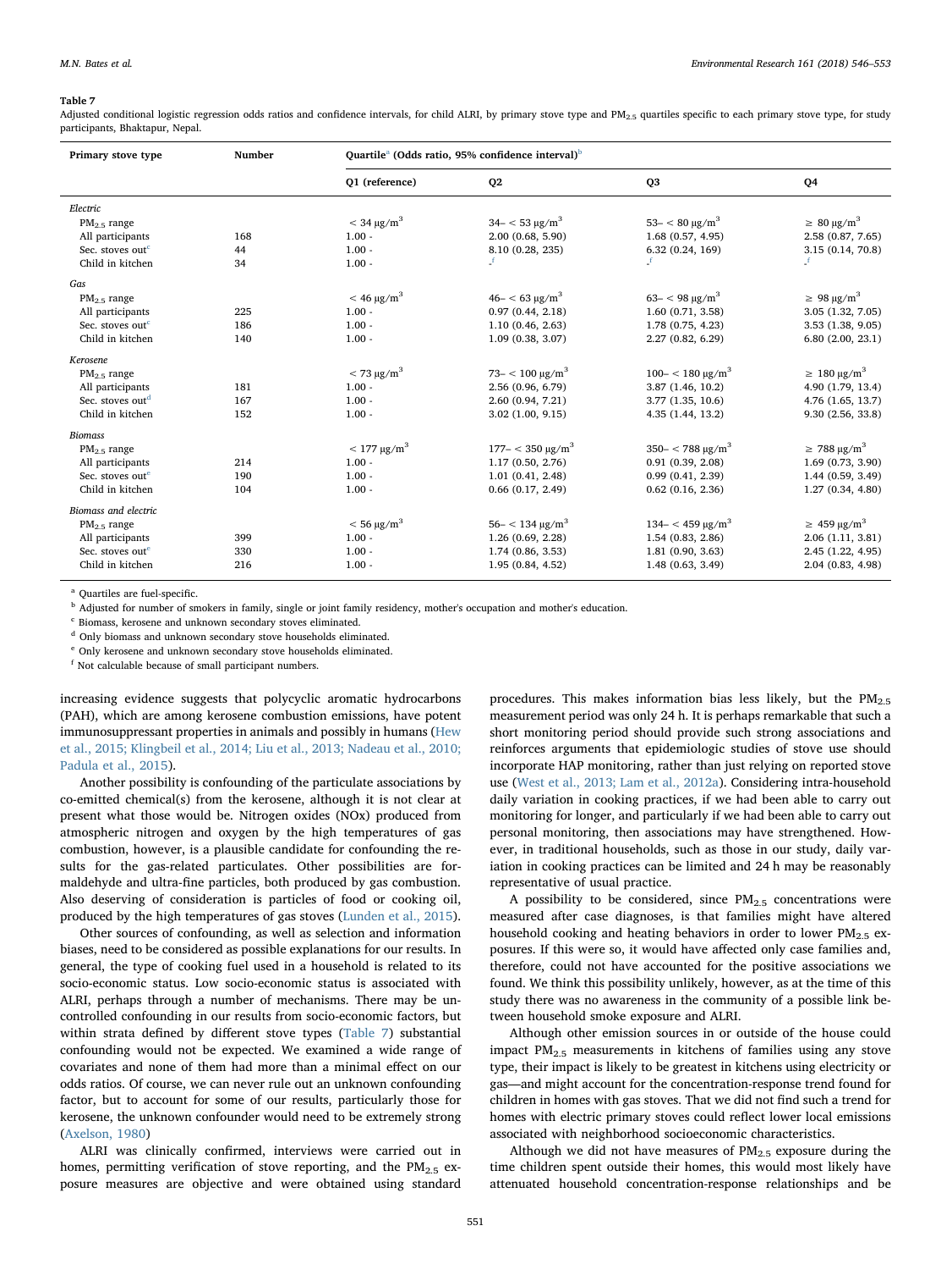**Table 7**

Adjusted conditional logistic regression odds ratios and confidence intervals, for child ALRI, by primary stove type and $PM_{2.5}$ quartiles specific to each primary stove type, for study participants, Bhaktapur, Nepal.

| Primary stove type | Number | Quartile[a] (Odds ratio, 95% confidence interval)[b] | | | |
|---|---|---|---|---|---|
| | | Q1 (reference) | Q2 | Q3 | Q4 |
| *Electric* | | | | | |
| $PM_{2.5}$ range | | < 34 µg/m³ | 34– < 53 µg/m³ | 53– < 80 µg/m³ | ≥ 80 µg/m³ |
| All participants | 168 | 1.00 - | 2.00 (0.68, 5.90) | 1.68 (0.57, 4.95) | 2.58 (0.87, 7.65) |
| Sec. stoves out[c] | 44 | 1.00 - | 8.10 (0.28, 235) | 6.32 (0.24, 169) | 3.15 (0.14, 70.8) |
| Child in kitchen | 34 | 1.00 - | -[f] | -[f] | -[f] |
| *Gas* | | | | | |
| $PM_{2.5}$ range | | < 46 µg/m³ | 46– < 63 µg/m³ | 63– < 98 µg/m³ | ≥ 98 µg/m³ |
| All participants | 225 | 1.00 - | 0.97 (0.44, 2.18) | 1.60 (0.71, 3.58) | 3.05 (1.32, 7.05) |
| Sec. stoves out[c] | 186 | 1.00 - | 1.10 (0.46, 2.63) | 1.78 (0.75, 4.23) | 3.53 (1.38, 9.05) |
| Child in kitchen | 140 | 1.00 - | 1.09 (0.38, 3.07) | 2.27 (0.82, 6.29) | 6.80 (2.00, 23.1) |
| *Kerosene* | | | | | |
| $PM_{2.5}$ range | | < 73 µg/m³ | 73– < 100 µg/m³ | 100– < 180 µg/m³ | ≥ 180 µg/m³ |
| All participants | 181 | 1.00 - | 2.56 (0.96, 6.79) | 3.87 (1.46, 10.2) | 4.90 (1.79, 13.4) |
| Sec. stoves out[d] | 167 | 1.00 - | 2.60 (0.94, 7.21) | 3.77 (1.35, 10.6) | 4.76 (1.65, 13.7) |
| Child in kitchen | 152 | 1.00 - | 3.02 (1.00, 9.15) | 4.35 (1.44, 13.2) | 9.30 (2.56, 33.8) |
| *Biomass* | | | | | |
| $PM_{2.5}$ range | | < 177 µg/m³ | 177– < 350 µg/m³ | 350– < 788 µg/m³ | ≥ 788 µg/m³ |
| All participants | 214 | 1.00 - | 1.17 (0.50, 2.76) | 0.91 (0.39, 2.08) | 1.69 (0.73, 3.90) |
| Sec. stoves out[e] | 190 | 1.00 - | 1.01 (0.41, 2.48) | 0.99 (0.41, 2.39) | 1.44 (0.59, 3.49) |
| Child in kitchen | 104 | 1.00 - | 0.66 (0.17, 2.49) | 0.62 (0.16, 2.36) | 1.27 (0.34, 4.80) |
| *Biomass and electric* | | | | | |
| $PM_{2.5}$ range | | < 56 µg/m³ | 56– < 134 µg/m³ | 134– < 459 µg/m³ | ≥ 459 µg/m³ |
| All participants | 399 | 1.00 - | 1.26 (0.69, 2.28) | 1.54 (0.83, 2.86) | 2.06 (1.11, 3.81) |
| Sec. stoves out[e] | 330 | 1.00 - | 1.74 (0.86, 3.53) | 1.81 (0.90, 3.63) | 2.45 (1.22, 4.95) |
| Child in kitchen | 216 | 1.00 - | 1.95 (0.84, 4.52) | 1.48 (0.63, 3.49) | 2.04 (0.83, 4.98) |

[a] Quartiles are fuel-specific.
[b] Adjusted for number of smokers in family, single or joint family residency, mother's occupation and mother's education.
[c] Biomass, kerosene and unknown secondary stoves eliminated.
[d] Only biomass and unknown secondary stove households eliminated.
[e] Only kerosene and unknown secondary stove households eliminated.
[f] Not calculable because of small participant numbers.

increasing evidence suggests that polycyclic aromatic hydrocarbons (PAH), which are among kerosene combustion emissions, have potent immunosuppressant properties in animals and possibly in humans (Hew et al., 2015; Klingbeil et al., 2014; Liu et al., 2013; Nadeau et al., 2010; Padula et al., 2015).

Another possibility is confounding of the particulate associations by co-emitted chemical(s) from the kerosene, although it is not clear at present what those would be. Nitrogen oxides (NOx) produced from atmospheric nitrogen and oxygen by the high temperatures of gas combustion, however, is a plausible candidate for confounding the results for the gas-related particulates. Other possibilities are formaldehyde and ultra-fine particles, both produced by gas combustion. Also deserving of consideration is particles of food or cooking oil, produced by the high temperatures of gas stoves (Lunden et al., 2015).

Other sources of confounding, as well as selection and information biases, need to be considered as possible explanations for our results. In general, the type of cooking fuel used in a household is related to its socio-economic status. Low socio-economic status is associated with ALRI, perhaps through a number of mechanisms. There may be uncontrolled confounding in our results from socio-economic factors, but within strata defined by different stove types (Table 7) substantial confounding would not be expected. We examined a wide range of covariates and none of them had more than a minimal effect on our odds ratios. Of course, we can never rule out an unknown confounding factor, but to account for some of our results, particularly those for kerosene, the unknown confounder would need to be extremely strong (Axelson, 1980)

ALRI was clinically confirmed, interviews were carried out in homes, permitting verification of stove reporting, and the $PM_{2.5}$ exposure measures are objective and were obtained using standard procedures. This makes information bias less likely, but the $PM_{2.5}$ measurement period was only 24 h. It is perhaps remarkable that such a short monitoring period should provide such strong associations and reinforces arguments that epidemiologic studies of stove use should incorporate HAP monitoring, rather than just relying on reported stove use (West et al., 2013; Lam et al., 2012a). Considering intra-household daily variation in cooking practices, if we had been able to carry out monitoring for longer, and particularly if we had been able to carry out personal monitoring, then associations may have strengthened. However, in traditional households, such as those in our study, daily variation in cooking practices can be limited and 24 h may be reasonably representative of usual practice.

A possibility to be considered, since $PM_{2.5}$ concentrations were measured after case diagnoses, is that families might have altered household cooking and heating behaviors in order to lower $PM_{2.5}$ exposures. If this were so, it would have affected only case families and, therefore, could not have accounted for the positive associations we found. We think this possibility unlikely, however, as at the time of this study there was no awareness in the community of a possible link between household smoke exposure and ALRI.

Although other emission sources in or outside of the house could impact $PM_{2.5}$ measurements in kitchens of families using any stove type, their impact is likely to be greatest in kitchens using electricity or gas—and might account for the concentration-response trend found for children in homes with gas stoves. That we did not find such a trend for homes with electric primary stoves could reflect lower local emissions associated with neighborhood socioeconomic characteristics.

Although we did not have measures of $PM_{2.5}$ exposure during the time children spent outside their homes, this would most likely have attenuated household concentration-response relationships and be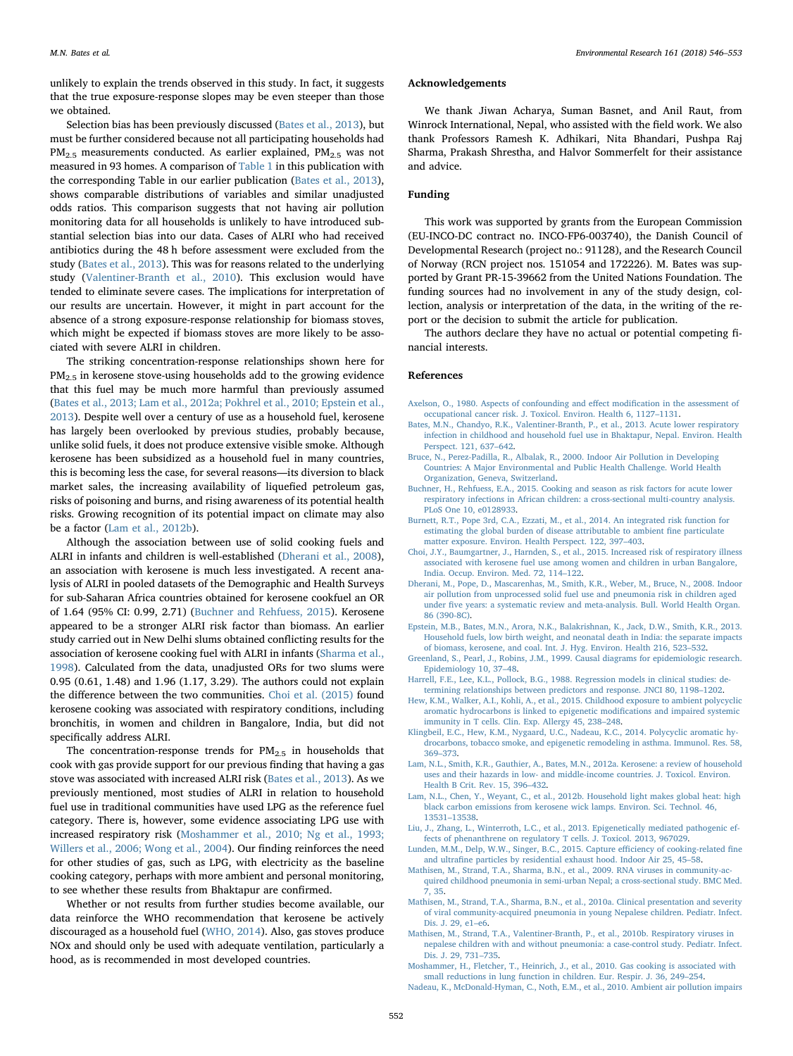unlikely to explain the trends observed in this study. In fact, it suggests that the true exposure-response slopes may be even steeper than those we obtained.

Selection bias has been previously discussed (Bates et al., 2013), but must be further considered because not all participating households had $PM_{2.5}$ measurements conducted. As earlier explained, $PM_{2.5}$ was not measured in 93 homes. A comparison of Table 1 in this publication with the corresponding Table in our earlier publication (Bates et al., 2013), shows comparable distributions of variables and similar unadjusted odds ratios. This comparison suggests that not having air pollution monitoring data for all households is unlikely to have introduced substantial selection bias into our data. Cases of ALRI who had received antibiotics during the 48 h before assessment were excluded from the study (Bates et al., 2013). This was for reasons related to the underlying study (Valentiner-Branth et al., 2010). This exclusion would have tended to eliminate severe cases. The implications for interpretation of our results are uncertain. However, it might in part account for the absence of a strong exposure-response relationship for biomass stoves, which might be expected if biomass stoves are more likely to be associated with severe ALRI in children.

The striking concentration-response relationships shown here for $PM_{2.5}$ in kerosene stove-using households add to the growing evidence that this fuel may be much more harmful than previously assumed (Bates et al., 2013; Lam et al., 2012a; Pokhrel et al., 2010; Epstein et al., 2013). Despite well over a century of use as a household fuel, kerosene has largely been overlooked by previous studies, probably because, unlike solid fuels, it does not produce extensive visible smoke. Although kerosene has been subsidized as a household fuel in many countries, this is becoming less the case, for several reasons—its diversion to black market sales, the increasing availability of liquefied petroleum gas, risks of poisoning and burns, and rising awareness of its potential health risks. Growing recognition of its potential impact on climate may also be a factor (Lam et al., 2012b).

Although the association between use of solid cooking fuels and ALRI in infants and children is well-established (Dherani et al., 2008), an association with kerosene is much less investigated. A recent analysis of ALRI in pooled datasets of the Demographic and Health Surveys for sub-Saharan Africa countries obtained for kerosene cookfuel an OR of 1.64 (95% CI: 0.99, 2.71) (Buchner and Rehfuess, 2015). Kerosene appeared to be a stronger ALRI risk factor than biomass. An earlier study carried out in New Delhi slums obtained conflicting results for the association of kerosene cooking fuel with ALRI in children (Sharma et al., 1998). Calculated from the data, unadjusted ORs for two slums were 0.95 (0.61, 1.48) and 1.96 (1.17, 3.29). The authors could not explain the difference between the two communities. Choi et al. (2015) found kerosene cooking was associated with respiratory conditions, including bronchitis, in women and children in Bangalore, India, but did not specifically address ALRI.

The concentration-response trends for $PM_{2.5}$ in households that cook with gas provide support for our previous finding that having a gas stove was associated with increased ALRI risk (Bates et al., 2013). As we previously mentioned, most studies of ALRI in relation to household fuel use in traditional communities have used LPG as the reference fuel category. There is, however, some evidence associating LPG use with increased respiratory risk (Moshammer et al., 2010; Ng et al., 1993; Willers et al., 2006; Wong et al., 2004). Our finding reinforces the need for other studies of gas, such as LPG, with electricity as the baseline cooking category, perhaps with more ambient and personal monitoring, to see whether these results from Bhaktapur are confirmed.

Whether or not results from further studies become available, our data reinforce the WHO recommendation that kerosene be actively discouraged as a household fuel (WHO, 2014). Also, gas stoves produce NOx and should only be used with adequate ventilation, particularly a hood, as is recommended in most developed countries.

## Acknowledgements

We thank Jiwan Acharya, Suman Basnet, and Anil Raut, from Winrock International, Nepal, who assisted with the field work. We also thank Professors Ramesh K. Adhikari, Nita Bhandari, Pushpa Raj Sharma, Prakash Shrestha, and Halvor Sommerfelt for their assistance and advice.

## Funding

This work was supported by grants from the European Commission (EU-INCO-DC contract no. INCO-FP6-003740), the Danish Council of Developmental Research (project no.: 91128), and the Research Council of Norway (RCN project nos. 151054 and 172226). M. Bates was supported by Grant PR-15-39662 from the United Nations Foundation. The funding sources had no involvement in any of the study design, collection, analysis or interpretation of the data, in the writing of the report or the decision to submit the article for publication.

The authors declare they have no actual or potential competing financial interests.

## References

Axelson, O., 1980. Aspects of confounding and effect modification in the assessment of occupational cancer risk. J. Toxicol. Environ. Health 6, 1127–1131.

Bates, M.N., Chandyo, R.K., Valentiner-Branth, P., et al., 2013. Acute lower respiratory infection in childhood and household fuel use in Bhaktapur, Nepal. Environ. Health Perspect. 121, 637–642.

Bruce, N., Perez-Padilla, R., Albalak, R., 2000. Indoor Air Pollution in Developing Countries: A Major Environmental and Public Health Challenge. World Health Organization, Geneva, Switzerland.

Buchner, H., Rehfuess, E.A., 2015. Cooking and season as risk factors for acute lower respiratory infections in African children: a cross-sectional multi-country analysis. PLoS One 10, e0128933.

Burnett, R.T., Pope 3rd, C.A., Ezzati, M., et al., 2014. An integrated risk function for estimating the global burden of disease attributable to ambient fine particulate matter exposure. Environ. Health Perspect. 122, 397–403.

Choi, J.Y., Baumgartner, J., Harnden, S., et al., 2015. Increased risk of respiratory illness associated with kerosene fuel use among women and children in urban Bangalore, India. Occup. Environ. Med. 72, 114–122.

Dherani, M., Pope, D., Mascarenhas, M., Smith, K.R., Weber, M., Bruce, N., 2008. Indoor air pollution from unprocessed solid fuel use and pneumonia risk in children aged under five years: a systematic review and meta-analysis. Bull. World Health Organ. 86 (390-8C).

Epstein, M.B., Bates, M.N., Arora, N.K., Balakrishnan, K., Jack, D.W., Smith, K.R., 2013. Household fuels, low birth weight, and neonatal death in India: the separate impacts of biomass, kerosene, and coal. Int. J. Hyg. Environ. Health 216, 523–532.

Greenland, S., Pearl, J., Robins, J.M., 1999. Causal diagrams for epidemiologic research. Epidemiology 10, 37–48.

Harrell, F.E., Lee, K.L., Pollock, B.G., 1988. Regression models in clinical studies: determining relationships between predictors and response. JNCI 80, 1198–1202.

Hew, K.M., Walker, A.I., Kohli, A., et al., 2015. Childhood exposure to ambient polycyclic aromatic hydrocarbons is linked to epigenetic modifications and impaired systemic immunity in T cells. Clin. Exp. Allergy 45, 238–248.

Klingbeil, E.C., Hew, K.M., Nygaard, U.C., Nadeau, K.C., 2014. Polycyclic aromatic hydrocarbons, tobacco smoke, and epigenetic remodeling in asthma. Immunol. Res. 58, 369–373.

Lam, N.L., Smith, K.R., Gauthier, A., Bates, M.N., 2012a. Kerosene: a review of household uses and their hazards in low- and middle-income countries. J. Toxicol. Environ. Health B Crit. Rev. 15, 396–432.

Lam, N.L., Chen, Y., Weyant, C., et al., 2012b. Household light makes global heat: high black carbon emissions from kerosene wick lamps. Environ. Sci. Technol. 46, 13531–13538.

Liu, J., Zhang, L., Winterroth, L.C., et al., 2013. Epigenetically mediated pathogenic effects of phenanthrene on regulatory T cells. J. Toxicol. 2013, 967029.

Lunden, M.M., Delp, W.W., Singer, B.C., 2015. Capture efficiency of cooking-related fine and ultrafine particles by residential exhaust hood. Indoor Air 25, 45–58.

Mathisen, M., Strand, T.A., Sharma, B.N., et al., 2009. RNA viruses in community-acquired childhood pneumonia in semi-urban Nepal; a cross-sectional study. BMC Med. 7, 35.

Mathisen, M., Strand, T.A., Sharma, B.N., et al., 2010a. Clinical presentation and severity of viral community-acquired pneumonia in young Nepalese children. Pediatr. Infect. Dis. J. 29, e1–e6.

Mathisen, M., Strand, T.A., Valentiner-Branth, P., et al., 2010b. Respiratory viruses in nepalese children with and without pneumonia: a case-control study. Pediatr. Infect. Dis. J. 29, 731–735.

Moshammer, H., Fletcher, T., Heinrich, J., et al., 2010. Gas cooking is associated with small reductions in lung function in children. Eur. Respir. J. 36, 249–254.

Nadeau, K., McDonald-Hyman, C., Noth, E.M., et al., 2010. Ambient air pollution impairs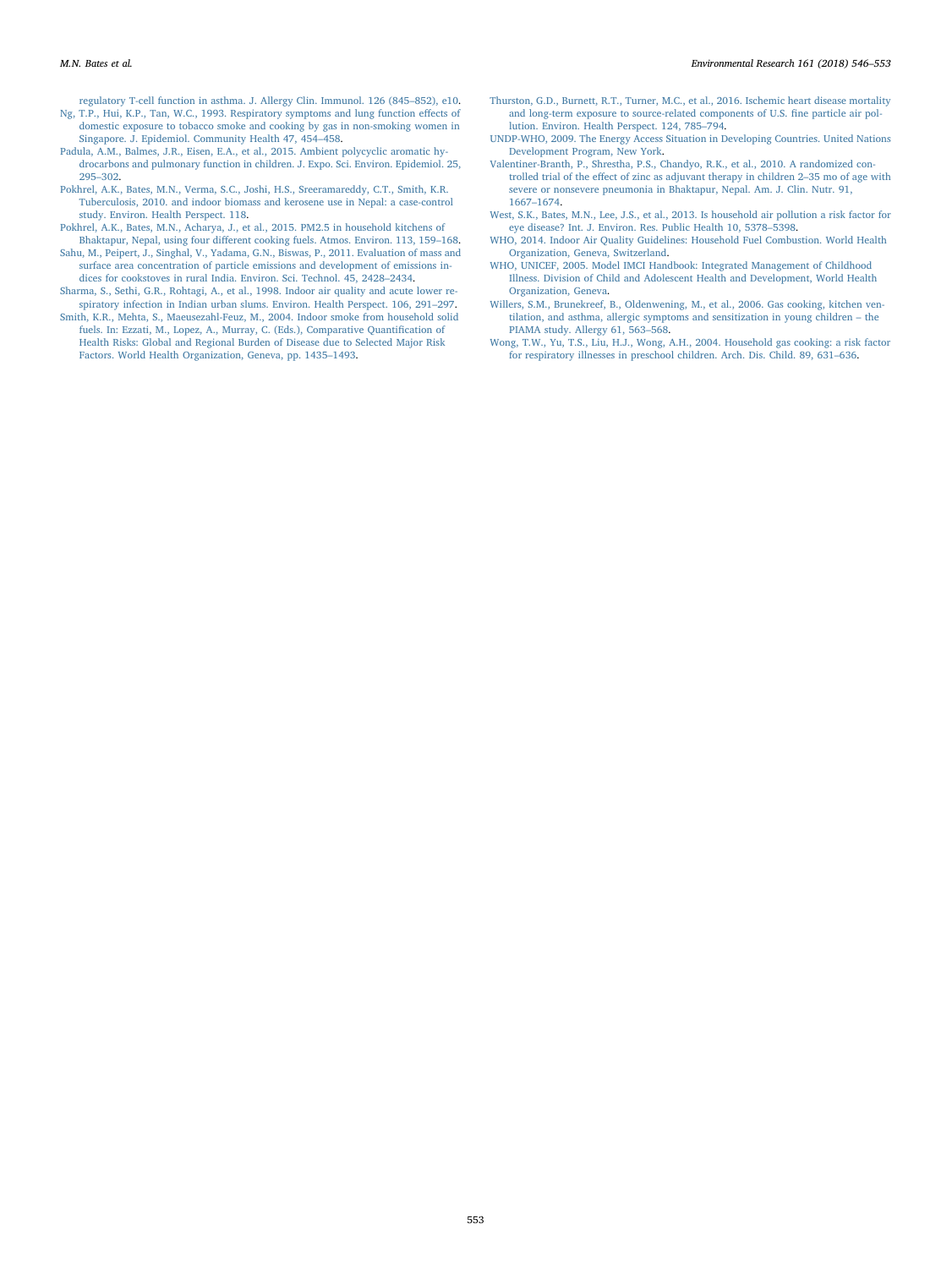regulatory T-cell function in asthma. J. Allergy Clin. Immunol. 126 (845–852), e10.

Ng, T.P., Hui, K.P., Tan, W.C., 1993. Respiratory symptoms and lung function effects of domestic exposure to tobacco smoke and cooking by gas in non-smoking women in Singapore. J. Epidemiol. Community Health 47, 454–458.

Padula, A.M., Balmes, J.R., Eisen, E.A., et al., 2015. Ambient polycyclic aromatic hydrocarbons and pulmonary function in children. J. Expo. Sci. Environ. Epidemiol. 25, 295–302.

Pokhrel, A.K., Bates, M.N., Verma, S.C., Joshi, H.S., Sreeramareddy, C.T., Smith, K.R. Tuberculosis, 2010. and indoor biomass and kerosene use in Nepal: a case-control study. Environ. Health Perspect. 118.

Pokhrel, A.K., Bates, M.N., Acharya, J., et al., 2015. PM2.5 in household kitchens of Bhaktapur, Nepal, using four different cooking fuels. Atmos. Environ. 113, 159–168.

Sahu, M., Peipert, J., Singhal, V., Yadama, G.N., Biswas, P., 2011. Evaluation of mass and surface area concentration of particle emissions and development of emissions indices for cookstoves in rural India. Environ. Sci. Technol. 45, 2428–2434.

Sharma, S., Sethi, G.R., Rohtagi, A., et al., 1998. Indoor air quality and acute lower respiratory infection in Indian urban slums. Environ. Health Perspect. 106, 291–297.

Smith, K.R., Mehta, S., Maeusezahl-Feuz, M., 2004. Indoor smoke from household solid fuels. In: Ezzati, M., Lopez, A., Murray, C. (Eds.), Comparative Quantification of Health Risks: Global and Regional Burden of Disease due to Selected Major Risk Factors. World Health Organization, Geneva, pp. 1435–1493.

Thurston, G.D., Burnett, R.T., Turner, M.C., et al., 2016. Ischemic heart disease mortality and long-term exposure to source-related components of U.S. fine particle air pollution. Environ. Health Perspect. 124, 785–794.

UNDP-WHO, 2009. The Energy Access Situation in Developing Countries. United Nations Development Program, New York.

Valentiner-Branth, P., Shrestha, P.S., Chandyo, R.K., et al., 2010. A randomized controlled trial of the effect of zinc as adjuvant therapy in children 2–35 mo of age with severe or nonsevere pneumonia in Bhaktapur, Nepal. Am. J. Clin. Nutr. 91, 1667–1674.

West, S.K., Bates, M.N., Lee, J.S., et al., 2013. Is household air pollution a risk factor for eye disease? Int. J. Environ. Res. Public Health 10, 5378–5398.

WHO, 2014. Indoor Air Quality Guidelines: Household Fuel Combustion. World Health Organization, Geneva, Switzerland.

WHO, UNICEF, 2005. Model IMCI Handbook: Integrated Management of Childhood Illness. Division of Child and Adolescent Health and Development, World Health Organization, Geneva.

Willers, S.M., Brunekreef, B., Oldenwening, M., et al., 2006. Gas cooking, kitchen ventilation, and asthma, allergic symptoms and sensitization in young children – the PIAMA study. Allergy 61, 563–568.

Wong, T.W., Yu, T.S., Liu, H.J., Wong, A.H., 2004. Household gas cooking: a risk factor for respiratory illnesses in preschool children. Arch. Dis. Child. 89, 631–636.